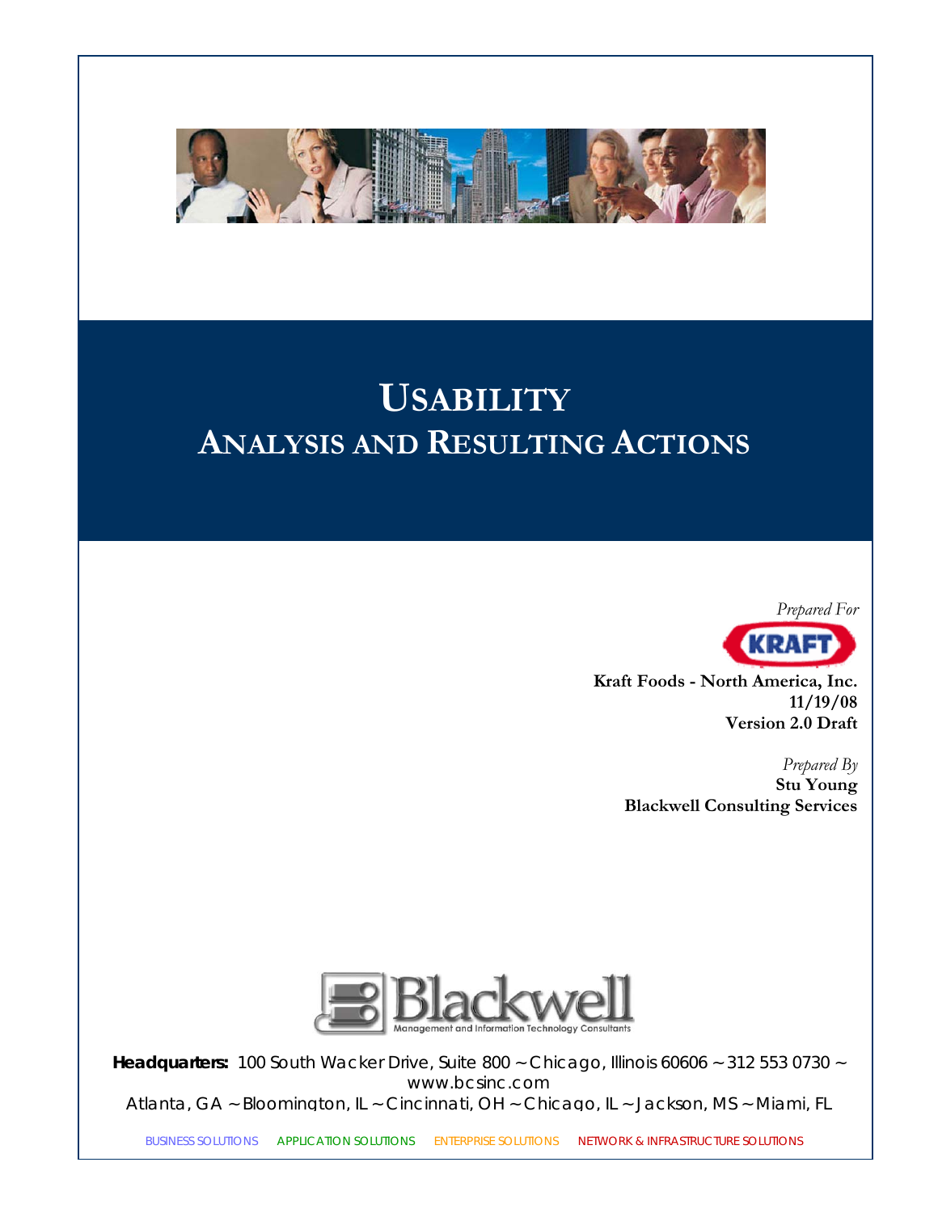# Usability
## Analysis and Resulting Actions

*Prepared For*

KRAFT

**Kraft Foods - North America, Inc.**
**11/19/08**
**Version 2.0 Draft**

*Prepared By*
**Stu Young**
**Blackwell Consulting Services**

Blackwell
Management and Information Technology Consultants

**Headquarters:** 100 South Wacker Drive, Suite 800 ~ Chicago, Illinois 60606 ~ 312 553 0730 ~ www.bcsinc.com
Atlanta, GA ~ Bloomington, IL ~ Cincinnati, OH ~ Chicago, IL ~ Jackson, MS ~ Miami, FL

BUSINESS SOLUTIONS APPLICATION SOLUTIONS ENTERPRISE SOLUTIONS NETWORK & INFRASTRUCTURE SOLUTIONS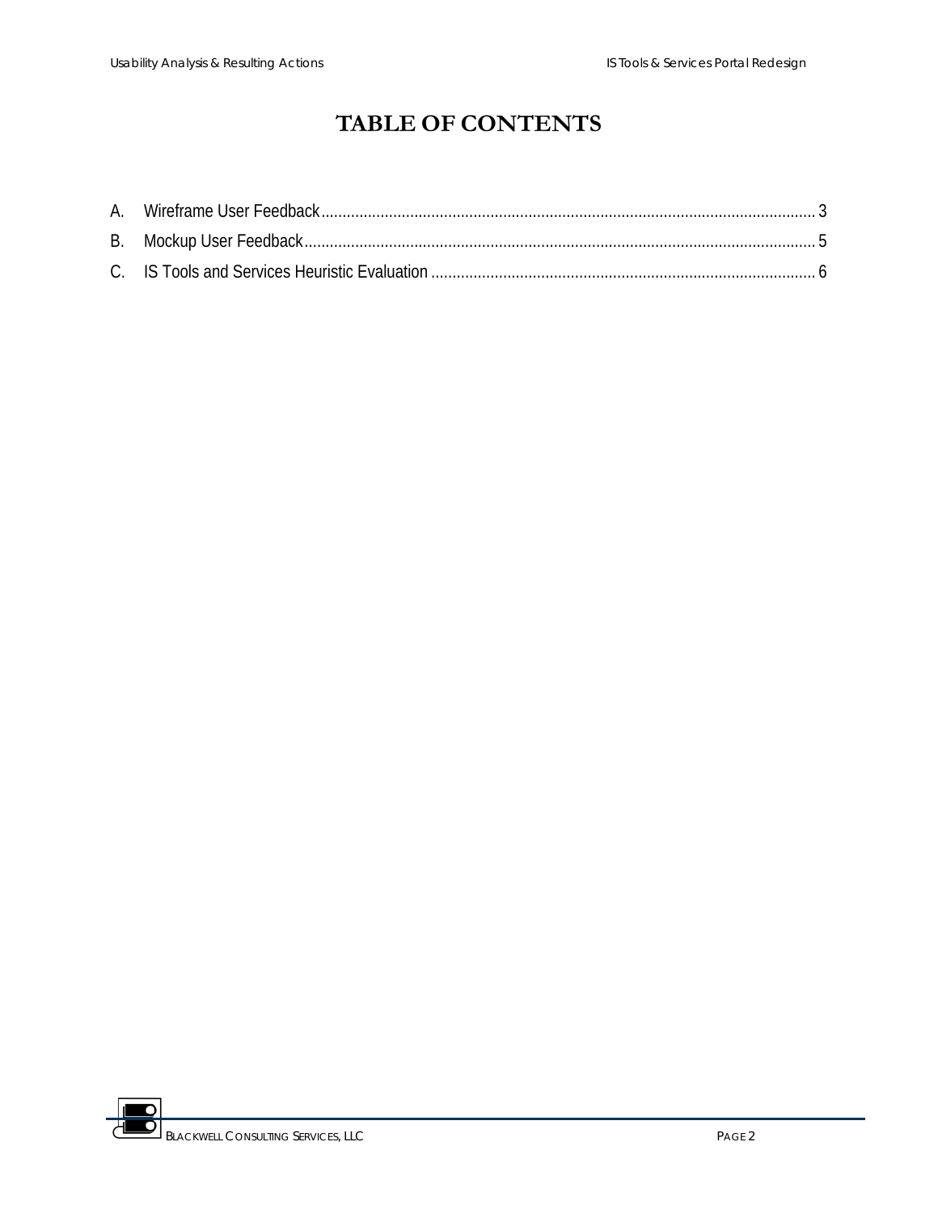# TABLE OF CONTENTS

A. Wireframe User Feedback .......... 3

B. Mockup User Feedback .......... 5

C. IS Tools and Services Heuristic Evaluation .......... 6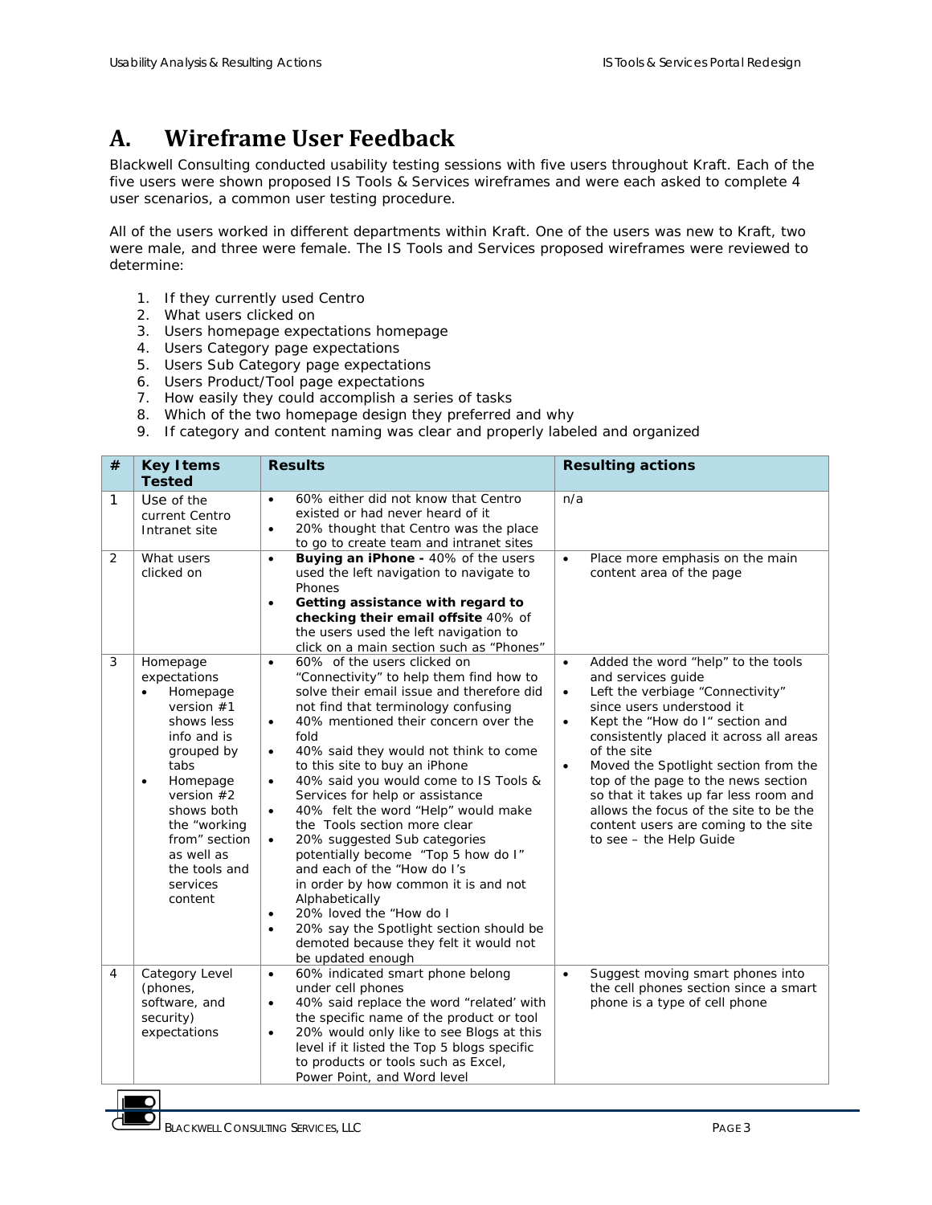# A. Wireframe User Feedback

Blackwell Consulting conducted usability testing sessions with five users throughout Kraft. Each of the five users were shown proposed IS Tools & Services wireframes and were each asked to complete 4 user scenarios, a common user testing procedure.

All of the users worked in different departments within Kraft. One of the users was new to Kraft, two were male, and three were female. The IS Tools and Services proposed wireframes were reviewed to determine:

1. If they currently used Centro
2. What users clicked on
3. Users homepage expectations homepage
4. Users Category page expectations
5. Users Sub Category page expectations
6. Users Product/Tool page expectations
7. How easily they could accomplish a series of tasks
8. Which of the two homepage design they preferred and why
9. If category and content naming was clear and properly labeled and organized

| # | Key Items Tested | Results | Resulting actions |
|---|---|---|---|
| 1 | Use of the current Centro Intranet site | • 60% either did not know that Centro existed or had never heard of it<br>• 20% thought that Centro was the place to go to create team and intranet sites | n/a |
| 2 | What users clicked on | • **Buying an iPhone -** 40% of the users used the left navigation to navigate to Phones<br>• **Getting assistance with regard to checking their email offsite** 40% of the users used the left navigation to click on a main section such as "Phones" | • Place more emphasis on the main content area of the page |
| 3 | Homepage expectations<br>• Homepage version #1 shows less info and is grouped by tabs<br>• Homepage version #2 shows both the "working from" section as well as the tools and services content | • 60% of the users clicked on "Connectivity" to help them find how to solve their email issue and therefore did not find that terminology confusing<br>• 40% mentioned their concern over the fold<br>• 40% said they would not think to come to this site to buy an iPhone<br>• 40% said you would come to IS Tools & Services for help or assistance<br>• 40% felt the word "Help" would make the Tools section more clear<br>• 20% suggested Sub categories potentially become "Top 5 how do I" and each of the "How do I's in order by how common it is and not Alphabetically<br>• 20% loved the "How do I<br>• 20% say the Spotlight section should be demoted because they felt it would not be updated enough | • Added the word "help" to the tools and services guide<br>• Left the verbiage "Connectivity" since users understood it<br>• Kept the "How do I" section and consistently placed it across all areas of the site<br>• Moved the Spotlight section from the top of the page to the news section so that it takes up far less room and allows the focus of the site to be the content users are coming to the site to see – the Help Guide |
| 4 | Category Level (phones, software, and security) expectations | • 60% indicated smart phone belong under cell phones<br>• 40% said replace the word "related' with the specific name of the product or tool<br>• 20% would only like to see Blogs at this level if it listed the Top 5 blogs specific to products or tools such as Excel, Power Point, and Word level | • Suggest moving smart phones into the cell phones section since a smart phone is a type of cell phone |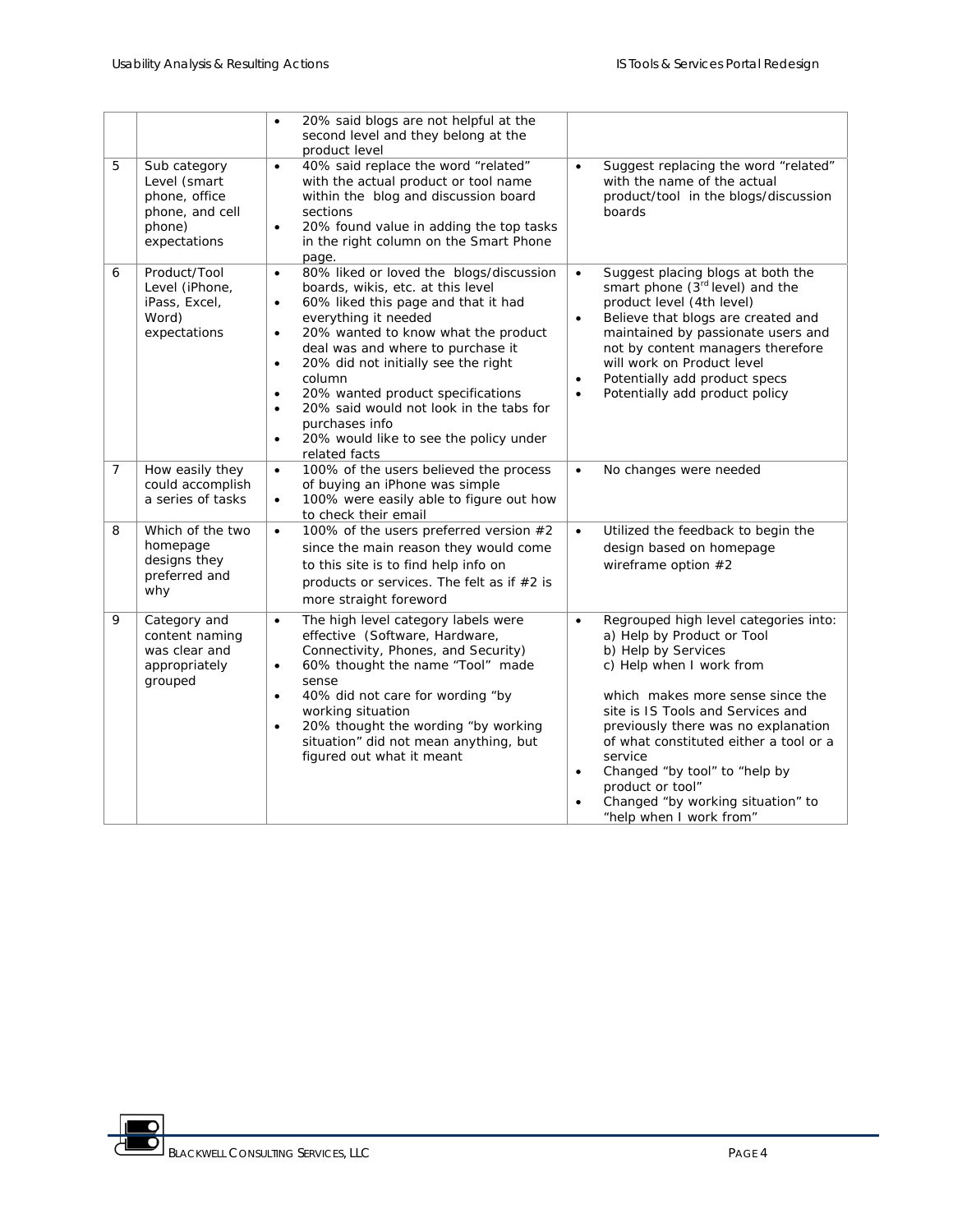| | | | |
|---|---|---|---|
| | | • 20% said blogs are not helpful at the second level and they belong at the product level | |
| 5 | Sub category Level (smart phone, office phone, and cell phone) expectations | • 40% said replace the word "related" with the actual product or tool name within the blog and discussion board sections<br>• 20% found value in adding the top tasks in the right column on the Smart Phone page. | • Suggest replacing the word "related" with the name of the actual product/tool in the blogs/discussion boards |
| 6 | Product/Tool Level (iPhone, iPass, Excel, Word) expectations | • 80% liked or loved the blogs/discussion boards, wikis, etc. at this level<br>• 60% liked this page and that it had everything it needed<br>• 20% wanted to know what the product deal was and where to purchase it<br>• 20% did not initially see the right column<br>• 20% wanted product specifications<br>• 20% said would not look in the tabs for purchases info<br>• 20% would like to see the policy under related facts | • Suggest placing blogs at both the smart phone (3rd level) and the product level (4th level)<br>• Believe that blogs are created and maintained by passionate users and not by content managers therefore will work on Product level<br>• Potentially add product specs<br>• Potentially add product policy |
| 7 | How easily they could accomplish a series of tasks | • 100% of the users believed the process of buying an iPhone was simple<br>• 100% were easily able to figure out how to check their email | • No changes were needed |
| 8 | Which of the two homepage designs they preferred and why | • 100% of the users preferred version #2 since the main reason they would come to this site is to find help info on products or services. The felt as if #2 is more straight foreword | • Utilized the feedback to begin the design based on homepage wireframe option #2 |
| 9 | Category and content naming was clear and appropriately grouped | • The high level category labels were effective (Software, Hardware, Connectivity, Phones, and Security)<br>• 60% thought the name "Tool" made sense<br>• 40% did not care for wording "by working situation<br>• 20% thought the wording "by working situation" did not mean anything, but figured out what it meant | • Regrouped high level categories into:<br>a) Help by Product or Tool<br>b) Help by Services<br>c) Help when I work from<br><br>which makes more sense since the site is IS Tools and Services and previously there was no explanation of what constituted either a tool or a service<br>• Changed "by tool" to "help by product or tool"<br>• Changed "by working situation" to "help when I work from" |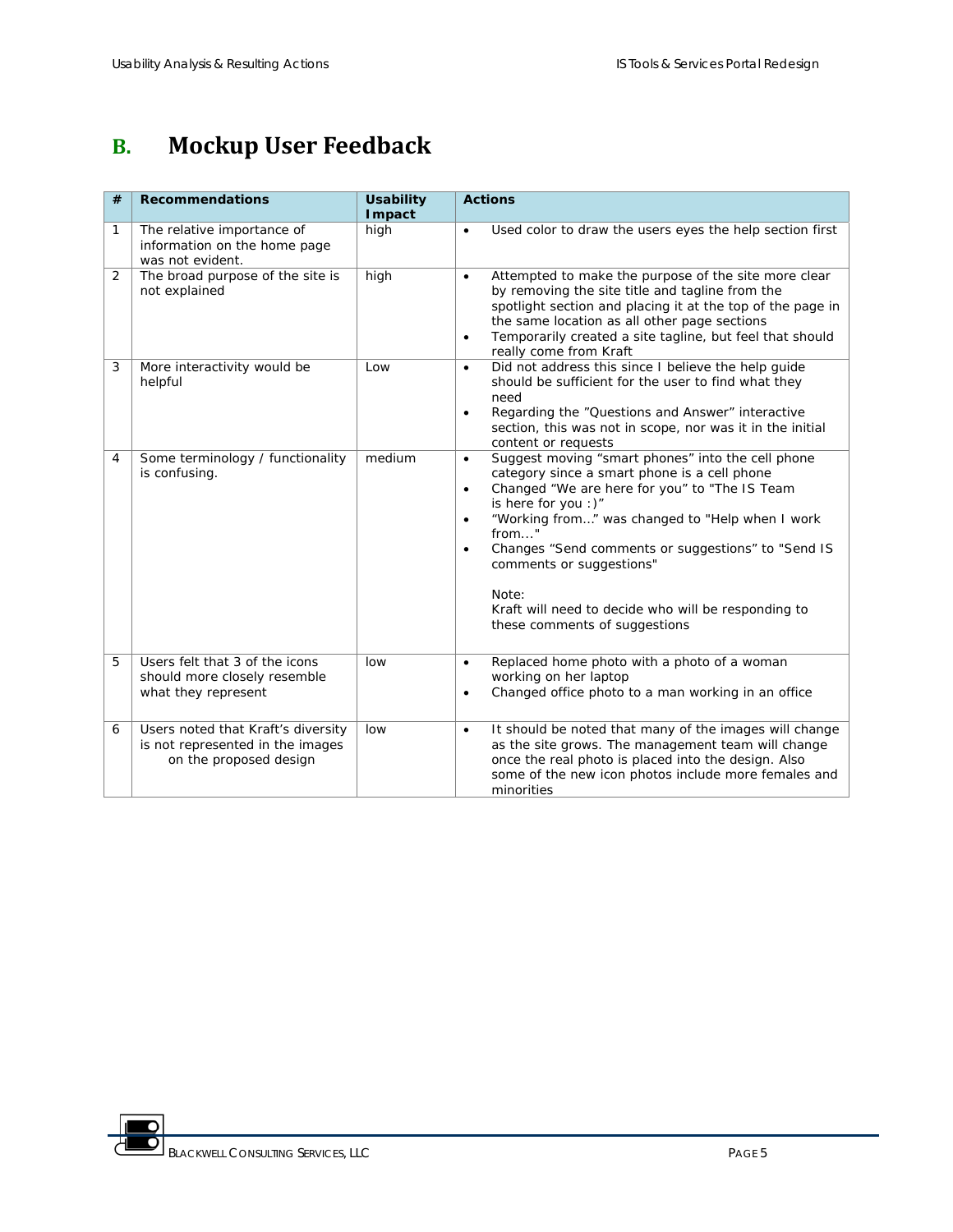## B. Mockup User Feedback

| # | Recommendations | Usability Impact | Actions |
|---|---|---|---|
| 1 | The relative importance of information on the home page was not evident. | high | • Used color to draw the users eyes the help section first |
| 2 | The broad purpose of the site is not explained | high | • Attempted to make the purpose of the site more clear by removing the site title and tagline from the spotlight section and placing it at the top of the page in the same location as all other page sections<br>• Temporarily created a site tagline, but feel that should really come from Kraft |
| 3 | More interactivity would be helpful | Low | • Did not address this since I believe the help guide should be sufficient for the user to find what they need<br>• Regarding the "Questions and Answer" interactive section, this was not in scope, nor was it in the initial content or requests |
| 4 | Some terminology / functionality is confusing. | medium | • Suggest moving "smart phones" into the cell phone category since a smart phone is a cell phone<br>• Changed "We are here for you" to "The IS Team is here for you :)"<br>• "Working from…" was changed to "Help when I work from…"<br>• Changes "Send comments or suggestions" to "Send IS comments or suggestions"<br><br>Note:<br>Kraft will need to decide who will be responding to these comments of suggestions |
| 5 | Users felt that 3 of the icons should more closely resemble what they represent | low | • Replaced home photo with a photo of a woman working on her laptop<br>• Changed office photo to a man working in an office |
| 6 | Users noted that Kraft's diversity is not represented in the images on the proposed design | low | • It should be noted that many of the images will change as the site grows. The management team will change once the real photo is placed into the design. Also some of the new icon photos include more females and minorities |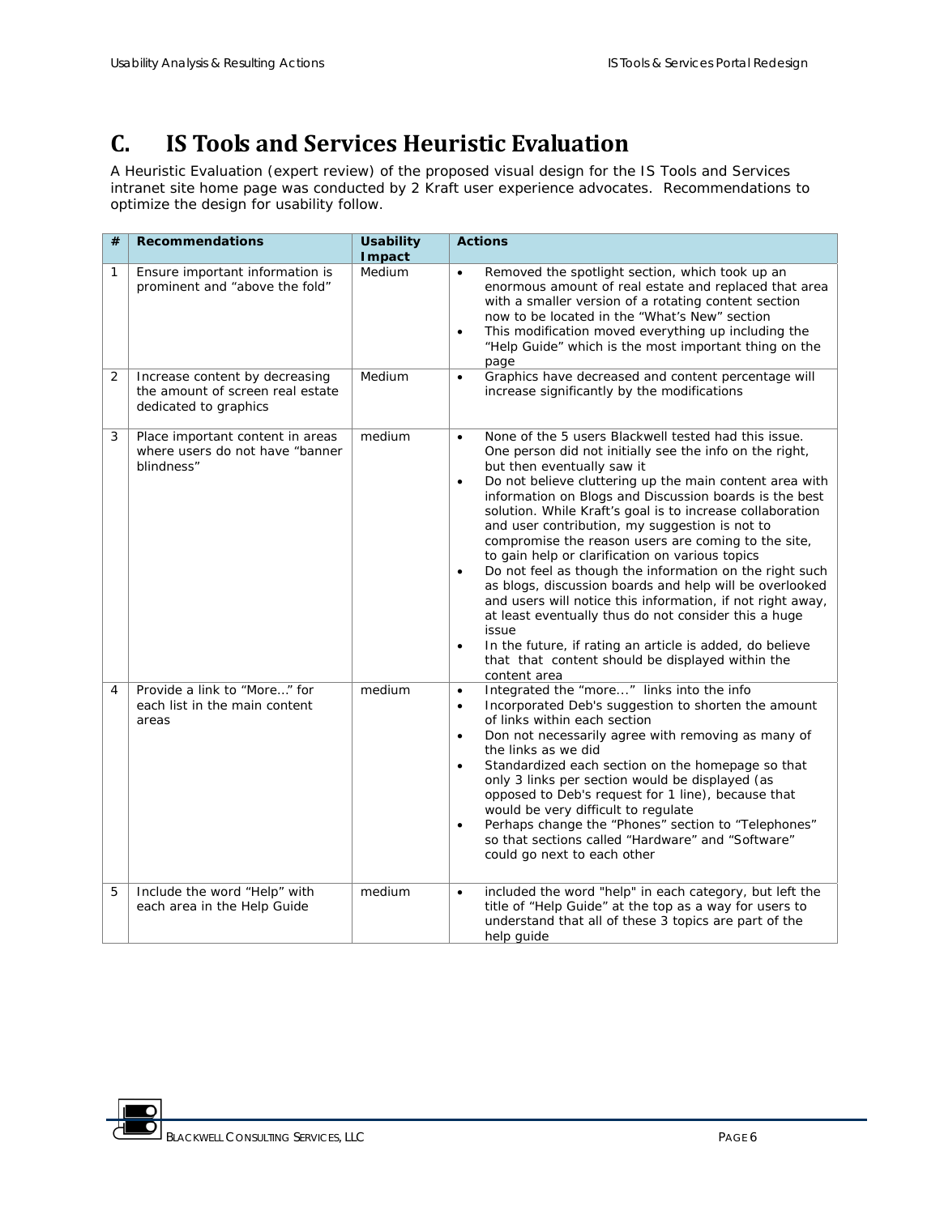## C. IS Tools and Services Heuristic Evaluation

A Heuristic Evaluation (expert review) of the proposed visual design for the IS Tools and Services intranet site home page was conducted by 2 Kraft user experience advocates. Recommendations to optimize the design for usability follow.

| # | Recommendations | Usability Impact | Actions |
|---|---|---|---|
| 1 | Ensure important information is prominent and "above the fold" | Medium | • Removed the spotlight section, which took up an enormous amount of real estate and replaced that area with a smaller version of a rotating content section now to be located in the "What's New" section<br>• This modification moved everything up including the "Help Guide" which is the most important thing on the page |
| 2 | Increase content by decreasing the amount of screen real estate dedicated to graphics | Medium | • Graphics have decreased and content percentage will increase significantly by the modifications |
| 3 | Place important content in areas where users do not have "banner blindness" | medium | • None of the 5 users Blackwell tested had this issue. One person did not initially see the info on the right, but then eventually saw it<br>• Do not believe cluttering up the main content area with information on Blogs and Discussion boards is the best solution. While Kraft's goal is to increase collaboration and user contribution, my suggestion is not to compromise the reason users are coming to the site, to gain help or clarification on various topics<br>• Do not feel as though the information on the right such as blogs, discussion boards and help will be overlooked and users will notice this information, if not right away, at least eventually thus do not consider this a huge issue<br>• In the future, if rating an article is added, do believe that that content should be displayed within the content area |
| 4 | Provide a link to "More…" for each list in the main content areas | medium | • Integrated the "more…" links into the info<br>• Incorporated Deb's suggestion to shorten the amount of links within each section<br>• Don not necessarily agree with removing as many of the links as we did<br>• Standardized each section on the homepage so that only 3 links per section would be displayed (as opposed to Deb's request for 1 line), because that would be very difficult to regulate<br>• Perhaps change the "Phones" section to "Telephones" so that sections called "Hardware" and "Software" could go next to each other |
| 5 | Include the word "Help" with each area in the Help Guide | medium | • included the word "help" in each category, but left the title of "Help Guide" at the top as a way for users to understand that all of these 3 topics are part of the help guide |